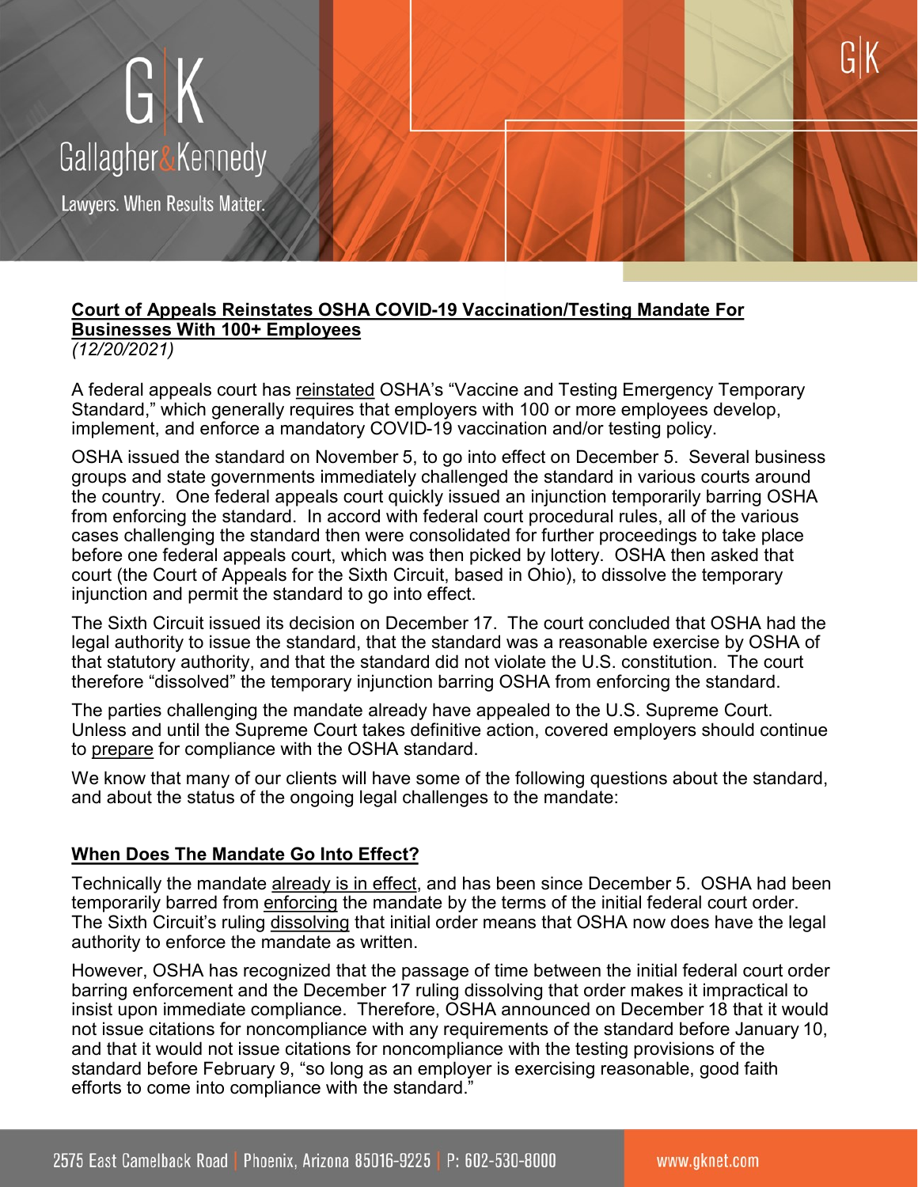# Gallagher & Kennedy

Lawyers. When Results Matter.

## **Court of Appeals Reinstates OSHA COVID-19 Vaccination/Testing Mandate For Businesses With 100+ Employees**

*(12/20/2021)*

A federal appeals court has reinstated OSHA's "Vaccine and Testing Emergency Temporary Standard," which generally requires that employers with 100 or more employees develop, implement, and enforce a mandatory COVID-19 vaccination and/or testing policy.

OSHA issued the standard on November 5, to go into effect on December 5. Several business groups and state governments immediately challenged the standard in various courts around the country. One federal appeals court quickly issued an injunction temporarily barring OSHA from enforcing the standard. In accord with federal court procedural rules, all of the various cases challenging the standard then were consolidated for further proceedings to take place before one federal appeals court, which was then picked by lottery. OSHA then asked that court (the Court of Appeals for the Sixth Circuit, based in Ohio), to dissolve the temporary injunction and permit the standard to go into effect.

The Sixth Circuit issued its decision on December 17. The court concluded that OSHA had the legal authority to issue the standard, that the standard was a reasonable exercise by OSHA of that statutory authority, and that the standard did not violate the U.S. constitution. The court therefore "dissolved" the temporary injunction barring OSHA from enforcing the standard.

The parties challenging the mandate already have appealed to the U.S. Supreme Court. Unless and until the Supreme Court takes definitive action, covered employers should continue to prepare for compliance with the OSHA standard.

We know that many of our clients will have some of the following questions about the standard, and about the status of the ongoing legal challenges to the mandate:

### **When Does The Mandate Go Into Effect?**

Technically the mandate already is in effect, and has been since December 5. OSHA had been temporarily barred from enforcing the mandate by the terms of the initial federal court order. The Sixth Circuit's ruling dissolving that initial order means that OSHA now does have the legal authority to enforce the mandate as written.

However, OSHA has recognized that the passage of time between the initial federal court order barring enforcement and the December 17 ruling dissolving that order makes it impractical to insist upon immediate compliance. Therefore, OSHA announced on December 18 that it would not issue citations for noncompliance with any requirements of the standard before January 10, and that it would not issue citations for noncompliance with the testing provisions of the standard before February 9, "so long as an employer is exercising reasonable, good faith efforts to come into compliance with the standard."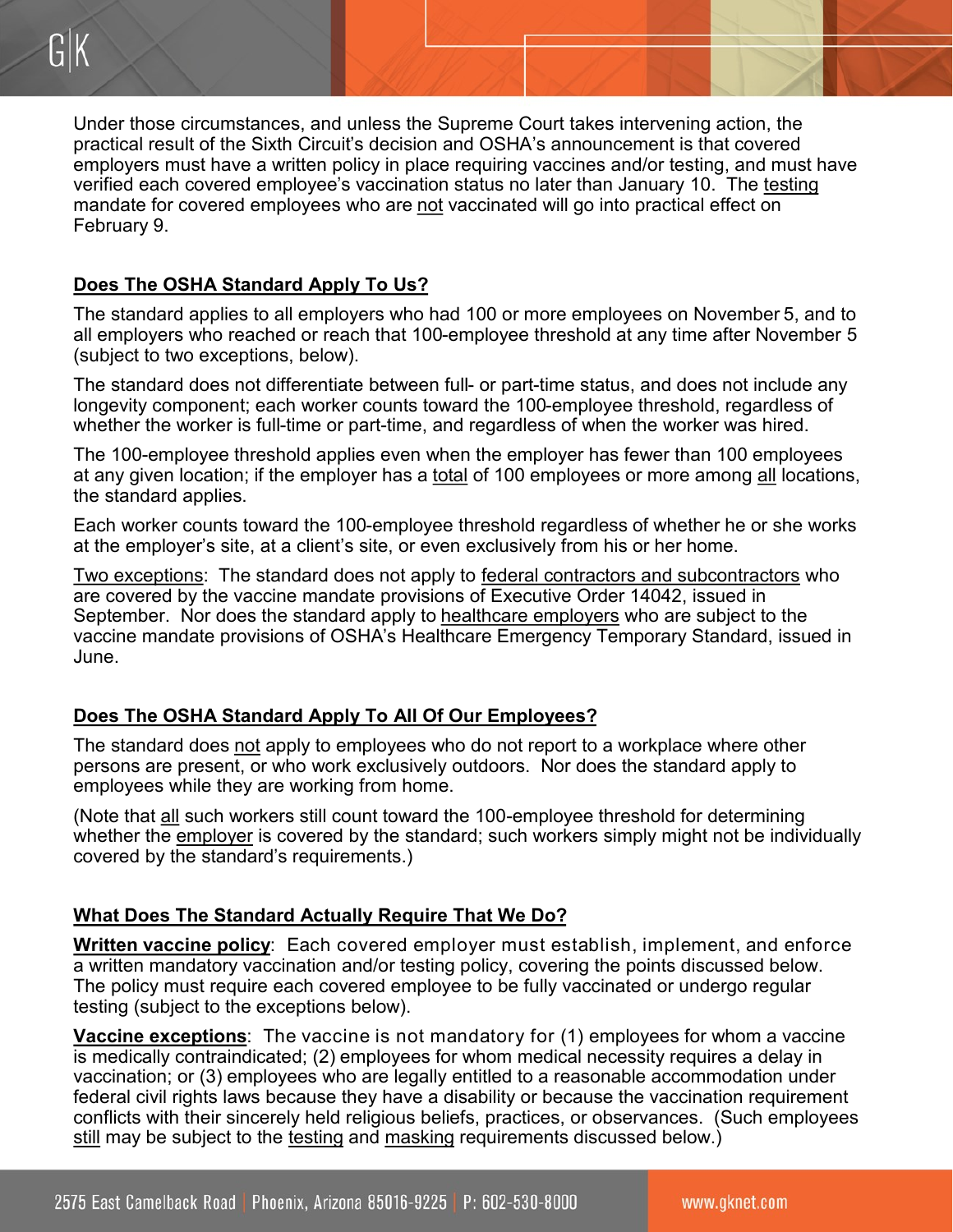Under those circumstances, and unless the Supreme Court takes intervening action, the practical result of the Sixth Circuit's decision and OSHA's announcement is that covered employers must have a written policy in place requiring vaccines and/or testing, and must have verified each covered employee's vaccination status no later than January 10. The testing mandate for covered employees who are not vaccinated will go into practical effect on February 9.

## Does The OSHA Standard Apply To Us?

The standard applies to all employers who had 100 or more employees on November 5, and to all employers who reached or reach that 100-employee threshold at any time after November 5 (subject to two exceptions, below).

The standard does not differentiate between full- or part-time status, and does not include any longevity component; each worker counts toward the 100-employee threshold, regardless of whether the worker is full-time or part-time, and regardless of when the worker was hired.

The 100-employee threshold applies even when the employer has fewer than 100 employees at any given location; if the employer has a total of 100 employees or more among all locations, the standard applies.

Each worker counts toward the 100-employee threshold regardless of whether he or she works at the employer's site, at a client's site, or even exclusively from his or her home.

Two exceptions: The standard does not apply to federal contractors and subcontractors who are covered by the vaccine mandate provisions of Executive Order 14042, issued in September. Nor does the standard apply to healthcare employers who are subject to the vaccine mandate provisions of OSHA's Healthcare Emergency Temporary Standard, issued in June.

## Does The OSHA Standard Apply To All Of Our Employees?

The standard does not apply to employees who do not report to a workplace where other persons are present, or who work exclusively outdoors. Nor does the standard apply to employees while they are working from home.

(Note that all such workers still count toward the 100-employee threshold for determining whether the employer is covered by the standard; such workers simply might not be individually covered by the standard's requirements.)

## What Does The Standard Actually Require That We Do?

**Written vaccine policy**: Each covered employer must establish, implement, and enforce a written mandatory vaccination and/or testing policy, covering the points discussed below. The policy must require each covered employee to be fully vaccinated or undergo regular testing (subject to the exceptions below).

**Vaccine exceptions**: The vaccine is not mandatory for (1) employees for whom a vaccine is medically contraindicated; (2) employees for whom medical necessity requires a delay in vaccination; or (3) employees who are legally entitled to a reasonable accommodation under federal civil rights laws because they have a disability or because the vaccination requirement conflicts with their sincerely held religious beliefs, practices, or observances. (Such employees still may be subject to the testing and masking requirements discussed below.)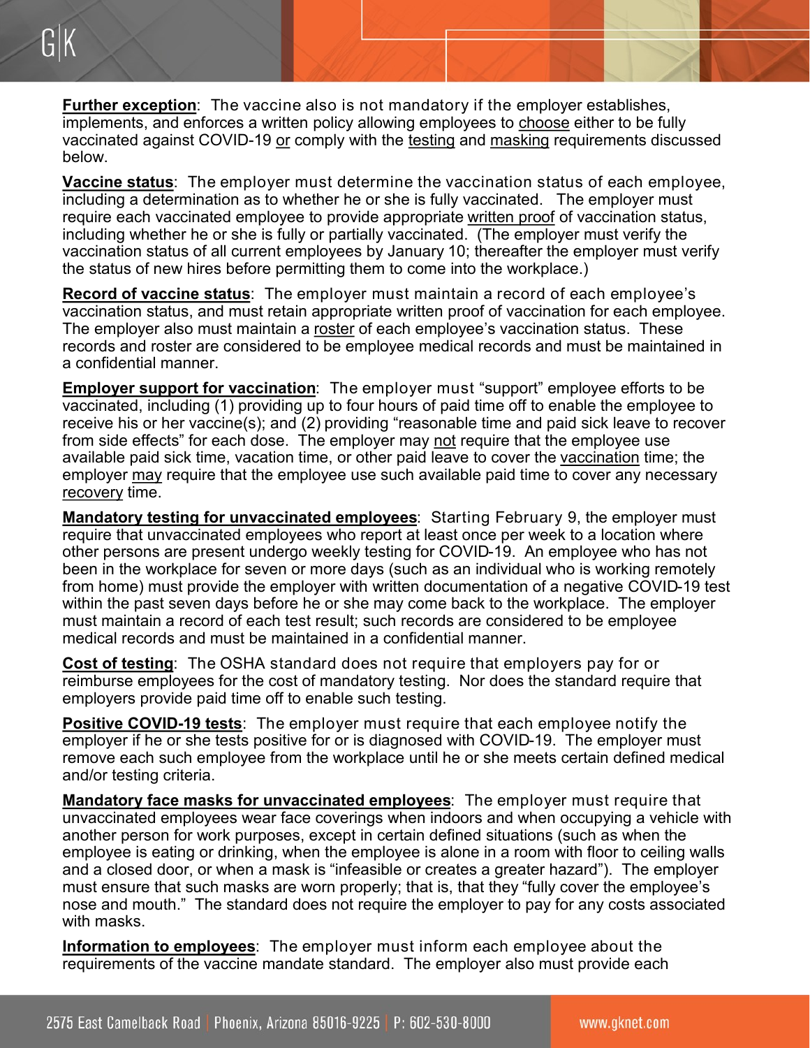**<u>Further exception</u>**: The vaccine also is not mandatory if the employer establishes, implements, and enforces a written policy allowing employees to <u>choose</u> either to be fully vaccinated against COVID-19 <u>or</u> comply with the <u>testing</u> and <u>masking</u> requirements discussed below.

**<u>Vaccine status</u>**: The employer must determine the vaccination status of each employee, including a determination as to whether he or she is fully vaccinated. The employer must require each vaccinated employee to provide appropriate <u>written proof</u> of vaccination status, including whether he or she is fully or partially vaccinated. (The employer must verify the vaccination status of all current employees by January 10; thereafter the employer must verify the status of new hires before permitting them to come into the workplace.)

**<u>Record of vaccine status</u>**: The employer must maintain a record of each employee's vaccination status, and must retain appropriate written proof of vaccination for each employee. The employer also must maintain a <u>roster</u> of each employee's vaccination status. These records and roster are considered to be employee medical records and must be maintained in a confidential manner.

**<u>Employer support for vaccination</u>**: The employer must "support" employee efforts to be vaccinated, including (1) providing up to four hours of paid time off to enable the employee to receive his or her vaccine(s); and (2) providing "reasonable time and paid sick leave to recover from side effects" for each dose. The employer may <u>not</u> require that the employee use available paid sick time, vacation time, or other paid leave to cover the <u>vaccination</u> time; the employer <u>may</u> require that the employee use such available paid time to cover any necessary <u>recovery</u> time.

**<u>Mandatory testing for unvaccinated employees</u>**: Starting February 9, the employer must require that unvaccinated employees who report at least once per week to a location where other persons are present undergo weekly testing for COVID-19. An employee who has not been in the workplace for seven or more days (such as an individual who is working remotely from home) must provide the employer with written documentation of a negative COVID-19 test within the past seven days before he or she may come back to the workplace. The employer must maintain a record of each test result; such records are considered to be employee medical records and must be maintained in a confidential manner.

**<u>Cost of testing</u>**: The OSHA standard does not require that employers pay for or reimburse employees for the cost of mandatory testing. Nor does the standard require that employers provide paid time off to enable such testing.

**<u>Positive COVID-19 tests</u>**: The employer must require that each employee notify the employer if he or she tests positive for or is diagnosed with COVID-19. The employer must remove each such employee from the workplace until he or she meets certain defined medical and/or testing criteria.

**<u>Mandatory face masks for unvaccinated employees</u>**: The employer must require that unvaccinated employees wear face coverings when indoors and when occupying a vehicle with another person for work purposes, except in certain defined situations (such as when the employee is eating or drinking, when the employee is alone in a room with floor to ceiling walls and a closed door, or when a mask is "infeasible or creates a greater hazard"). The employer must ensure that such masks are worn properly; that is, that they "fully cover the employee's nose and mouth." The standard does not require the employer to pay for any costs associated with masks.

**<u>Information to employees</u>**: The employer must inform each employee about the requirements of the vaccine mandate standard. The employer also must provide each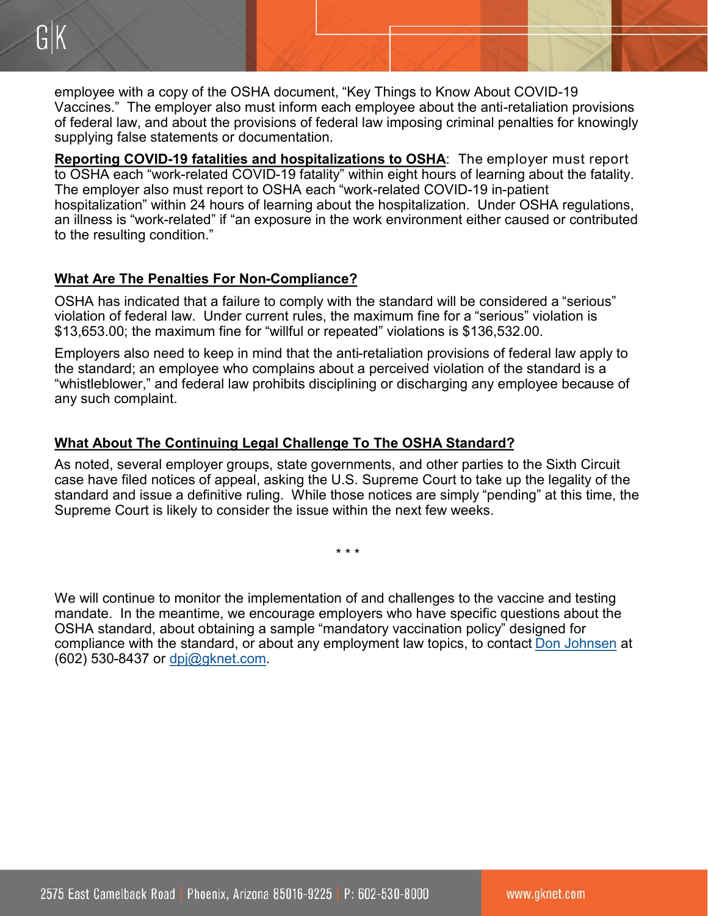employee with a copy of the OSHA document, "Key Things to Know About COVID-19 Vaccines." The employer also must inform each employee about the anti-retaliation provisions of federal law, and about the provisions of federal law imposing criminal penalties for knowingly supplying false statements or documentation.

**Reporting COVID-19 fatalities and hospitalizations to OSHA**: The employer must report to OSHA each "work-related COVID-19 fatality" within eight hours of learning about the fatality. The employer also must report to OSHA each "work-related COVID-19 in-patient hospitalization" within 24 hours of learning about the hospitalization. Under OSHA regulations, an illness is "work-related" if "an exposure in the work environment either caused or contributed to the resulting condition."

## What Are The Penalties For Non-Compliance?

OSHA has indicated that a failure to comply with the standard will be considered a "serious" violation of federal law. Under current rules, the maximum fine for a "serious" violation is $13,653.00; the maximum fine for "willful or repeated" violations is $136,532.00.

Employers also need to keep in mind that the anti-retaliation provisions of federal law apply to the standard; an employee who complains about a perceived violation of the standard is a "whistleblower," and federal law prohibits disciplining or discharging any employee because of any such complaint.

## What About The Continuing Legal Challenge To The OSHA Standard?

As noted, several employer groups, state governments, and other parties to the Sixth Circuit case have filed notices of appeal, asking the U.S. Supreme Court to take up the legality of the standard and issue a definitive ruling. While those notices are simply "pending" at this time, the Supreme Court is likely to consider the issue within the next few weeks.

\* \* \*

We will continue to monitor the implementation of and challenges to the vaccine and testing mandate. In the meantime, we encourage employers who have specific questions about the OSHA standard, about obtaining a sample "mandatory vaccination policy" designed for compliance with the standard, or about any employment law topics, to contact Don Johnsen at (602) 530-8437 or dpj@gknet.com.